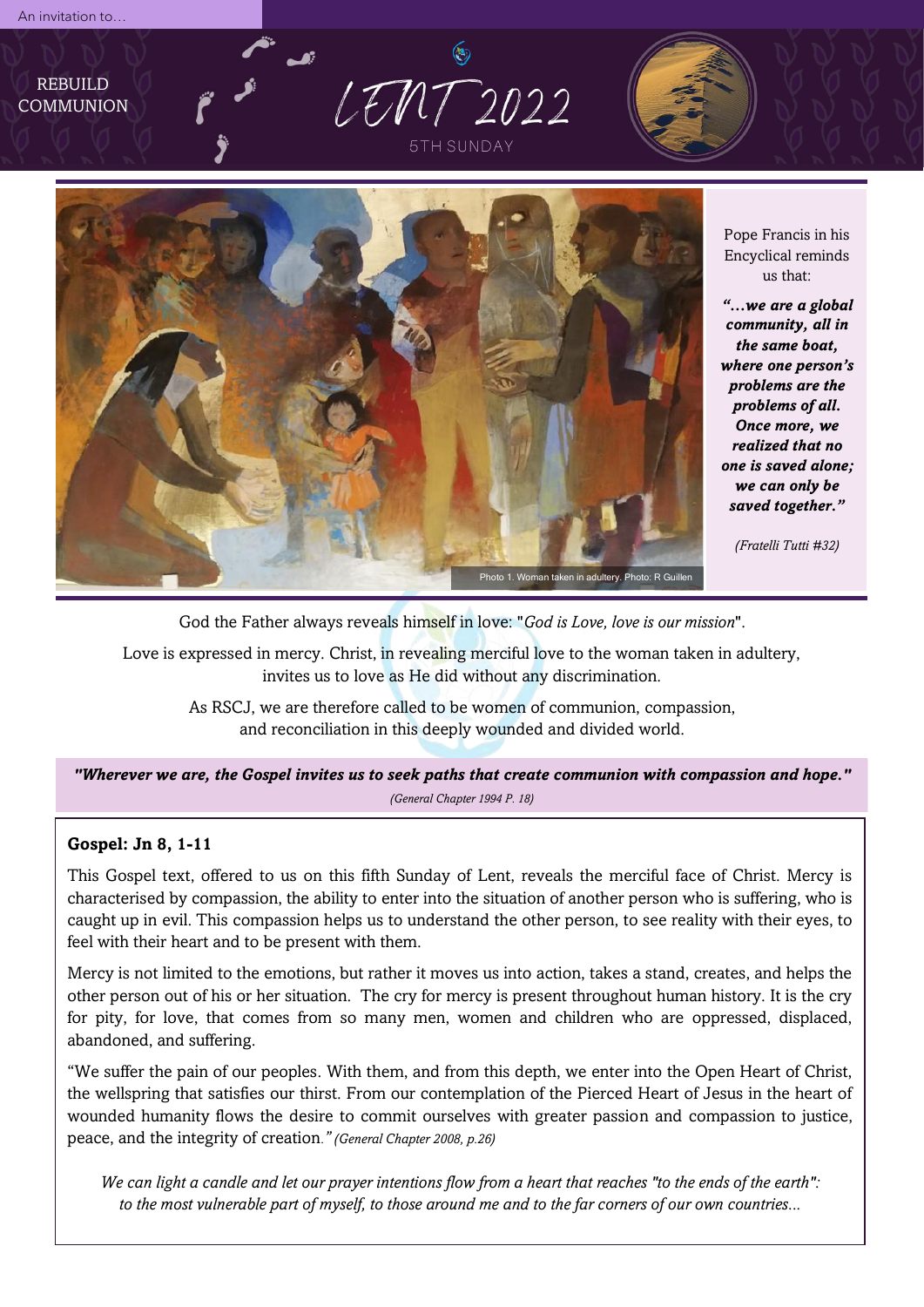An invitation to…

REBUILD COMMUNION

# LENT 2022

5TH SUNDAY

Photo 1. Woman taken in adultery. Photo: R Guillen

Pope Francis in his Encyclical reminds us that:

***"…we are a global community, all in the same boat, where one person's problems are the problems of all. Once more, we realized that no one is saved alone; we can only be saved together."***

*(Fratelli Tutti #32)*

God the Father always reveals himself in love: "*God is Love, love is our mission*".

Love is expressed in mercy. Christ, in revealing merciful love to the woman taken in adultery, invites us to love as He did without any discrimination.

As RSCJ, we are therefore called to be women of communion, compassion, and reconciliation in this deeply wounded and divided world.

***"Wherever we are, the Gospel invites us to seek paths that create communion with compassion and hope."***

*(General Chapter 1994 P. 18)*

**Gospel: Jn 8, 1-11**

This Gospel text, offered to us on this fifth Sunday of Lent, reveals the merciful face of Christ. Mercy is characterised by compassion, the ability to enter into the situation of another person who is suffering, who is caught up in evil. This compassion helps us to understand the other person, to see reality with their eyes, to feel with their heart and to be present with them.

Mercy is not limited to the emotions, but rather it moves us into action, takes a stand, creates, and helps the other person out of his or her situation. The cry for mercy is present throughout human history. It is the cry for pity, for love, that comes from so many men, women and children who are oppressed, displaced, abandoned, and suffering.

"We suffer the pain of our peoples. With them, and from this depth, we enter into the Open Heart of Christ, the wellspring that satisfies our thirst. From our contemplation of the Pierced Heart of Jesus in the heart of wounded humanity flows the desire to commit ourselves with greater passion and compassion to justice, peace, and the integrity of creation." *(General Chapter 2008, p.26)*

*We can light a candle and let our prayer intentions flow from a heart that reaches "to the ends of the earth": to the most vulnerable part of myself, to those around me and to the far corners of our own countries…*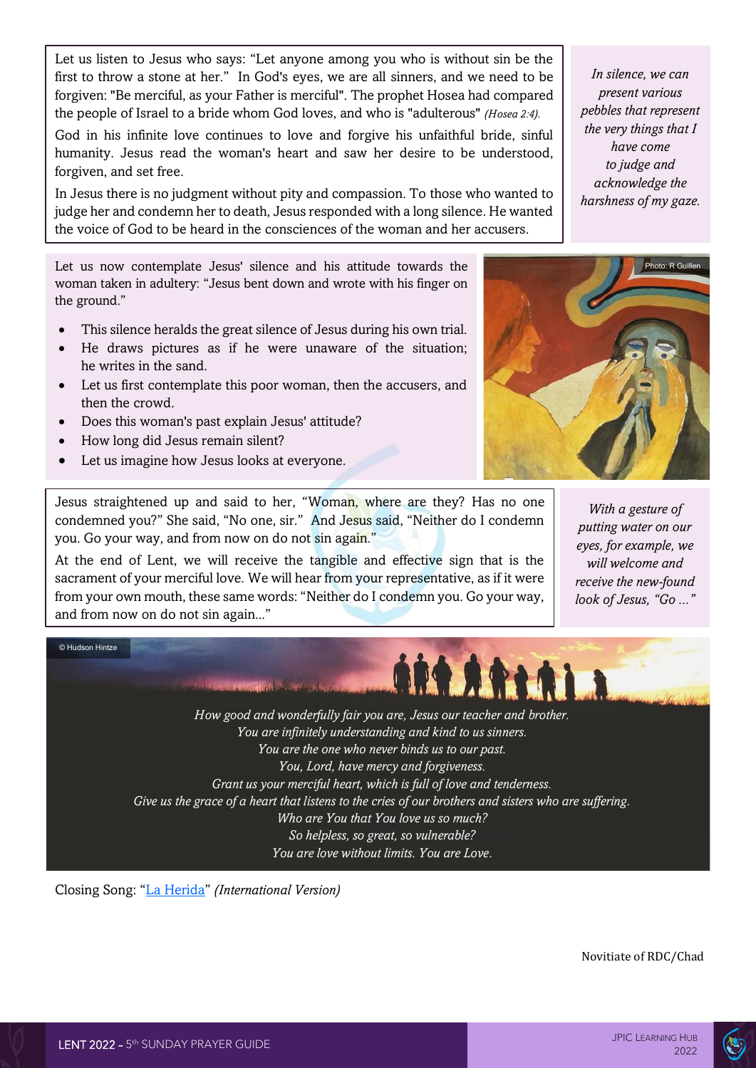Let us listen to Jesus who says: “Let anyone among you who is without sin be the first to throw a stone at her.” In God's eyes, we are all sinners, and we need to be forgiven: "Be merciful, as your Father is merciful". The prophet Hosea had compared the people of Israel to a bride whom God loves, and who is "adulterous" *(Hosea 2:4).*

God in his infinite love continues to love and forgive his unfaithful bride, sinful humanity. Jesus read the woman's heart and saw her desire to be understood, forgiven, and set free.

In Jesus there is no judgment without pity and compassion. To those who wanted to judge her and condemn her to death, Jesus responded with a long silence. He wanted the voice of God to be heard in the consciences of the woman and her accusers.

*In silence, we can present various pebbles that represent the very things that I have come to judge and acknowledge the harshness of my gaze.*

Let us now contemplate Jesus' silence and his attitude towards the woman taken in adultery: “Jesus bent down and wrote with his finger on the ground.”

- This silence heralds the great silence of Jesus during his own trial.
- He draws pictures as if he were unaware of the situation; he writes in the sand.
- Let us first contemplate this poor woman, then the accusers, and then the crowd.
- Does this woman's past explain Jesus' attitude?
- How long did Jesus remain silent?
- Let us imagine how Jesus looks at everyone.

Photo: R Guillen

Jesus straightened up and said to her, “Woman, where are they? Has no one condemned you?” She said, “No one, sir.” And Jesus said, “Neither do I condemn you. Go your way, and from now on do not sin again.”

At the end of Lent, we will receive the tangible and effective sign that is the sacrament of your merciful love. We will hear from your representative, as if it were from your own mouth, these same words: “Neither do I condemn you. Go your way, and from now on do not sin again...”

*With a gesture of putting water on our eyes, for example, we will welcome and receive the new-found look of Jesus, “Go ...”*

© Hudson Hintze

*How good and wonderfully fair you are, Jesus our teacher and brother.*
*You are infinitely understanding and kind to us sinners.*
*You are the one who never binds us to our past.*
*You, Lord, have mercy and forgiveness.*
*Grant us your merciful heart, which is full of love and tenderness.*
*Give us the grace of a heart that listens to the cries of our brothers and sisters who are suffering.*
*Who are You that You love us so much?*
*So helpless, so great, so vulnerable?*
*You are love without limits. You are Love.*

Closing Song: “La Herida” *(International Version)*

Novitiate of RDC/Chad